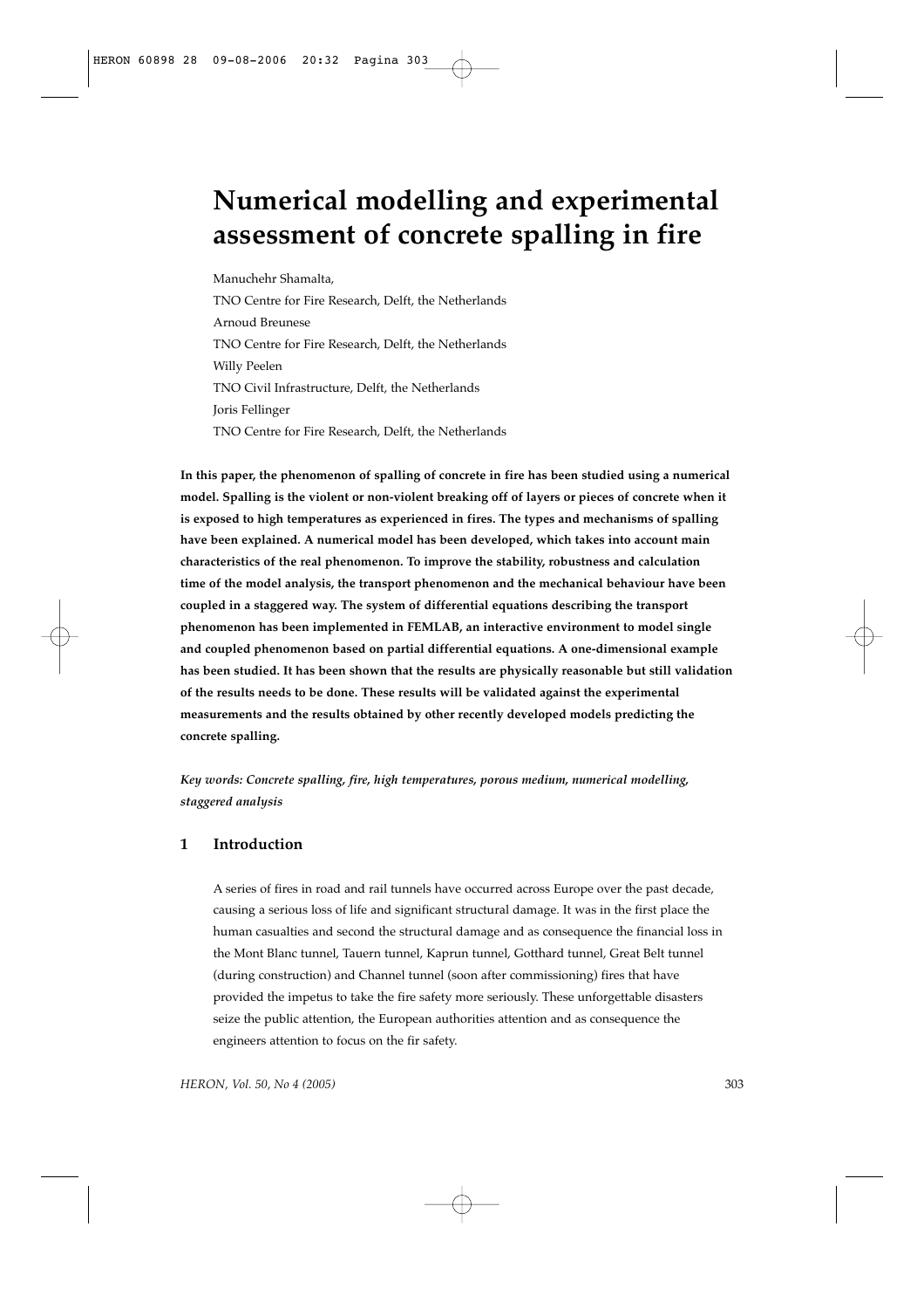# Numerical modelling and experimental assessment of concrete spalling in fire

Manuchehr Shamalta,
TNO Centre for Fire Research, Delft, the Netherlands
Arnoud Breunese
TNO Centre for Fire Research, Delft, the Netherlands
Willy Peelen
TNO Civil Infrastructure, Delft, the Netherlands
Joris Fellinger
TNO Centre for Fire Research, Delft, the Netherlands

**In this paper, the phenomenon of spalling of concrete in fire has been studied using a numerical model. Spalling is the violent or non-violent breaking off of layers or pieces of concrete when it is exposed to high temperatures as experienced in fires. The types and mechanisms of spalling have been explained. A numerical model has been developed, which takes into account main characteristics of the real phenomenon. To improve the stability, robustness and calculation time of the model analysis, the transport phenomenon and the mechanical behaviour have been coupled in a staggered way. The system of differential equations describing the transport phenomenon has been implemented in FEMLAB, an interactive environment to model single and coupled phenomenon based on partial differential equations. A one-dimensional example has been studied. It has been shown that the results are physically reasonable but still validation of the results needs to be done. These results will be validated against the experimental measurements and the results obtained by other recently developed models predicting the concrete spalling.**

***Key words: Concrete spalling, fire, high temperatures, porous medium, numerical modelling, staggered analysis***

## 1 Introduction

A series of fires in road and rail tunnels have occurred across Europe over the past decade, causing a serious loss of life and significant structural damage. It was in the first place the human casualties and second the structural damage and as consequence the financial loss in the Mont Blanc tunnel, Tauern tunnel, Kaprun tunnel, Gotthard tunnel, Great Belt tunnel (during construction) and Channel tunnel (soon after commissioning) fires that have provided the impetus to take the fire safety more seriously. These unforgettable disasters seize the public attention, the European authorities attention and as consequence the engineers attention to focus on the fir safety.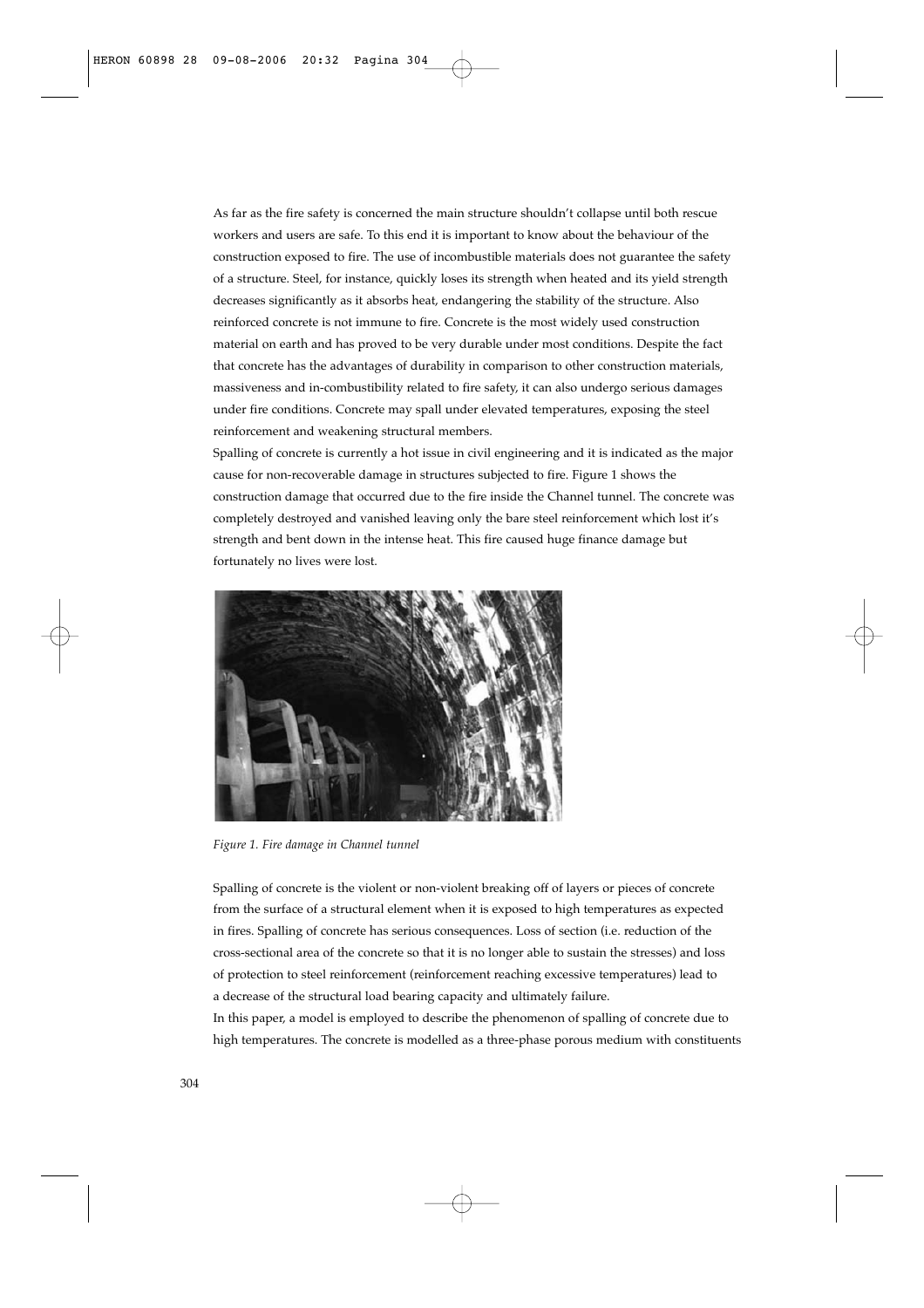As far as the fire safety is concerned the main structure shouldn't collapse until both rescue workers and users are safe. To this end it is important to know about the behaviour of the construction exposed to fire. The use of incombustible materials does not guarantee the safety of a structure. Steel, for instance, quickly loses its strength when heated and its yield strength decreases significantly as it absorbs heat, endangering the stability of the structure. Also reinforced concrete is not immune to fire. Concrete is the most widely used construction material on earth and has proved to be very durable under most conditions. Despite the fact that concrete has the advantages of durability in comparison to other construction materials, massiveness and in-combustibility related to fire safety, it can also undergo serious damages under fire conditions. Concrete may spall under elevated temperatures, exposing the steel reinforcement and weakening structural members.

Spalling of concrete is currently a hot issue in civil engineering and it is indicated as the major cause for non-recoverable damage in structures subjected to fire. Figure 1 shows the construction damage that occurred due to the fire inside the Channel tunnel. The concrete was completely destroyed and vanished leaving only the bare steel reinforcement which lost it's strength and bent down in the intense heat. This fire caused huge finance damage but fortunately no lives were lost.

*Figure 1. Fire damage in Channel tunnel*

Spalling of concrete is the violent or non-violent breaking off of layers or pieces of concrete from the surface of a structural element when it is exposed to high temperatures as expected in fires. Spalling of concrete has serious consequences. Loss of section (i.e. reduction of the cross-sectional area of the concrete so that it is no longer able to sustain the stresses) and loss of protection to steel reinforcement (reinforcement reaching excessive temperatures) lead to a decrease of the structural load bearing capacity and ultimately failure.

In this paper, a model is employed to describe the phenomenon of spalling of concrete due to high temperatures. The concrete is modelled as a three-phase porous medium with constituents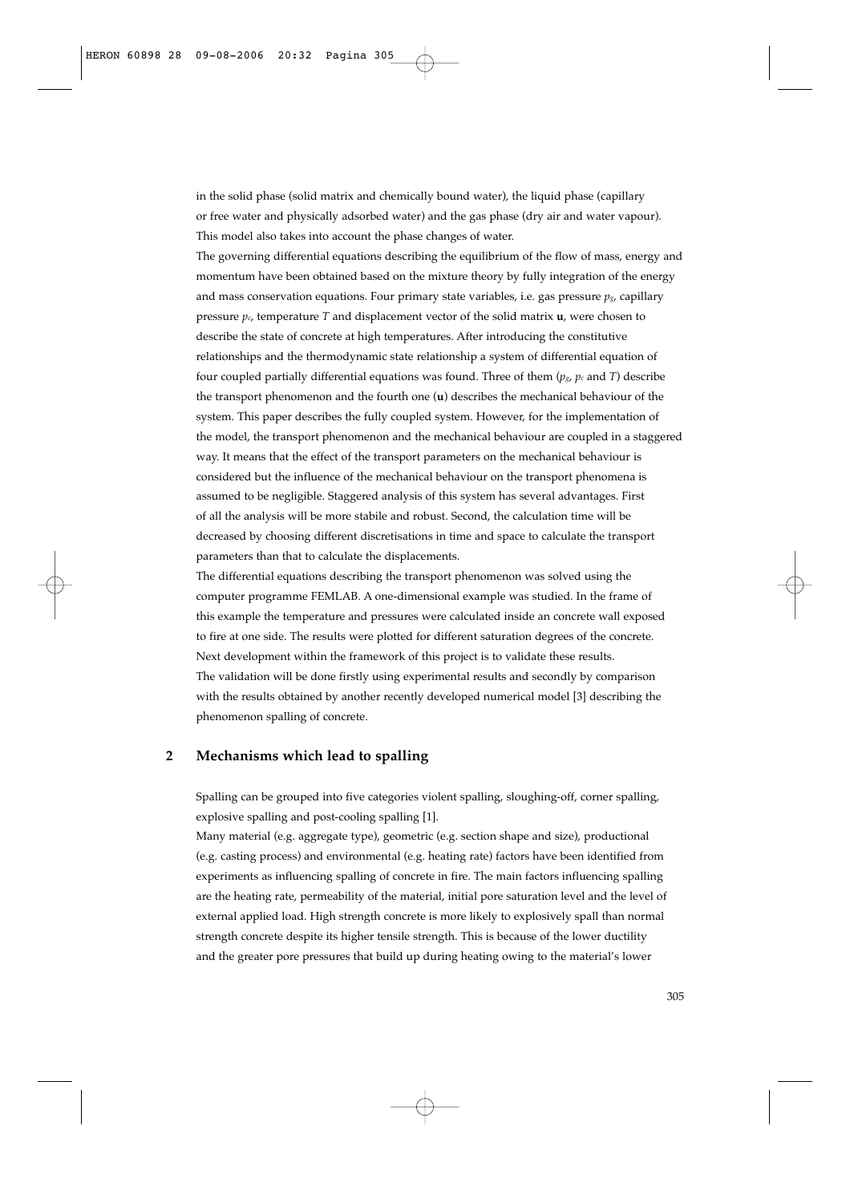in the solid phase (solid matrix and chemically bound water), the liquid phase (capillary or free water and physically adsorbed water) and the gas phase (dry air and water vapour). This model also takes into account the phase changes of water.

The governing differential equations describing the equilibrium of the flow of mass, energy and momentum have been obtained based on the mixture theory by fully integration of the energy and mass conservation equations. Four primary state variables, i.e. gas pressure $p_g$, capillary pressure $p_c$, temperature $T$ and displacement vector of the solid matrix $\mathbf{u}$, were chosen to describe the state of concrete at high temperatures. After introducing the constitutive relationships and the thermodynamic state relationship a system of differential equation of four coupled partially differential equations was found. Three of them ($p_g$, $p_c$ and $T$) describe the transport phenomenon and the fourth one ($\mathbf{u}$) describes the mechanical behaviour of the system. This paper describes the fully coupled system. However, for the implementation of the model, the transport phenomenon and the mechanical behaviour are coupled in a staggered way. It means that the effect of the transport parameters on the mechanical behaviour is considered but the influence of the mechanical behaviour on the transport phenomena is assumed to be negligible. Staggered analysis of this system has several advantages. First of all the analysis will be more stabile and robust. Second, the calculation time will be decreased by choosing different discretisations in time and space to calculate the transport parameters than that to calculate the displacements.

The differential equations describing the transport phenomenon was solved using the computer programme FEMLAB. A one-dimensional example was studied. In the frame of this example the temperature and pressures were calculated inside an concrete wall exposed to fire at one side. The results were plotted for different saturation degrees of the concrete. Next development within the framework of this project is to validate these results. The validation will be done firstly using experimental results and secondly by comparison with the results obtained by another recently developed numerical model [3] describing the phenomenon spalling of concrete.

## 2 Mechanisms which lead to spalling

Spalling can be grouped into five categories violent spalling, sloughing-off, corner spalling, explosive spalling and post-cooling spalling [1].

Many material (e.g. aggregate type), geometric (e.g. section shape and size), productional (e.g. casting process) and environmental (e.g. heating rate) factors have been identified from experiments as influencing spalling of concrete in fire. The main factors influencing spalling are the heating rate, permeability of the material, initial pore saturation level and the level of external applied load. High strength concrete is more likely to explosively spall than normal strength concrete despite its higher tensile strength. This is because of the lower ductility and the greater pore pressures that build up during heating owing to the material's lower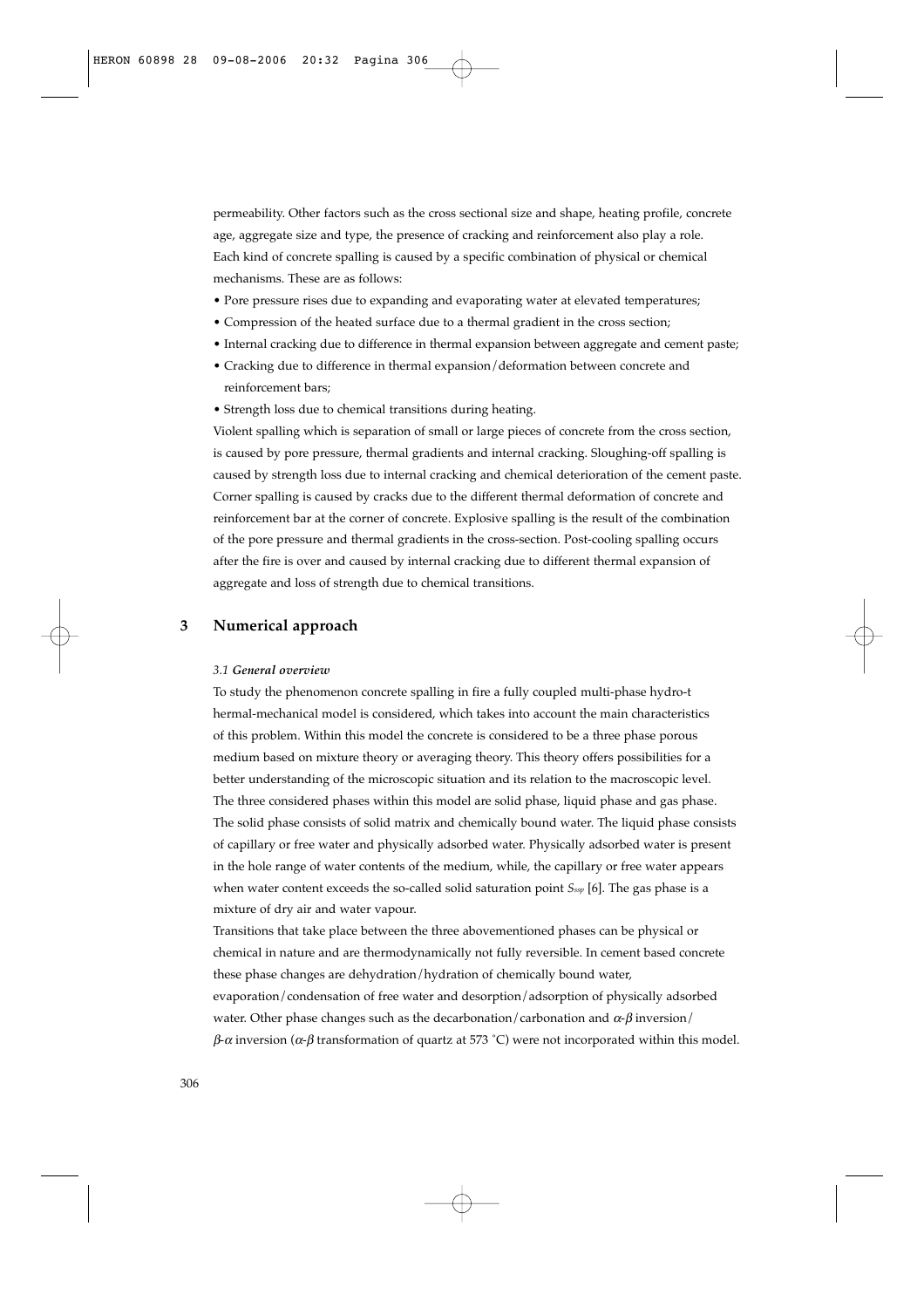permeability. Other factors such as the cross sectional size and shape, heating profile, concrete age, aggregate size and type, the presence of cracking and reinforcement also play a role. Each kind of concrete spalling is caused by a specific combination of physical or chemical mechanisms. These are as follows:

- Pore pressure rises due to expanding and evaporating water at elevated temperatures;
- Compression of the heated surface due to a thermal gradient in the cross section;
- Internal cracking due to difference in thermal expansion between aggregate and cement paste;
- Cracking due to difference in thermal expansion/deformation between concrete and reinforcement bars;
- Strength loss due to chemical transitions during heating.

Violent spalling which is separation of small or large pieces of concrete from the cross section, is caused by pore pressure, thermal gradients and internal cracking. Sloughing-off spalling is caused by strength loss due to internal cracking and chemical deterioration of the cement paste. Corner spalling is caused by cracks due to the different thermal deformation of concrete and reinforcement bar at the corner of concrete. Explosive spalling is the result of the combination of the pore pressure and thermal gradients in the cross-section. Post-cooling spalling occurs after the fire is over and caused by internal cracking due to different thermal expansion of aggregate and loss of strength due to chemical transitions.

## 3 Numerical approach

### *3.1 General overview*

To study the phenomenon concrete spalling in fire a fully coupled multi-phase hydro-t hermal-mechanical model is considered, which takes into account the main characteristics of this problem. Within this model the concrete is considered to be a three phase porous medium based on mixture theory or averaging theory. This theory offers possibilities for a better understanding of the microscopic situation and its relation to the macroscopic level. The three considered phases within this model are solid phase, liquid phase and gas phase. The solid phase consists of solid matrix and chemically bound water. The liquid phase consists of capillary or free water and physically adsorbed water. Physically adsorbed water is present in the hole range of water contents of the medium, while, the capillary or free water appears when water content exceeds the so-called solid saturation point $S_{ssp}$ [6]. The gas phase is a mixture of dry air and water vapour.

Transitions that take place between the three abovementioned phases can be physical or chemical in nature and are thermodynamically not fully reversible. In cement based concrete these phase changes are dehydration/hydration of chemically bound water, evaporation/condensation of free water and desorption/adsorption of physically adsorbed water. Other phase changes such as the decarbonation/carbonation and $\alpha$-$\beta$ inversion/ $\beta$-$\alpha$ inversion ($\alpha$-$\beta$ transformation of quartz at 573 °C) were not incorporated within this model.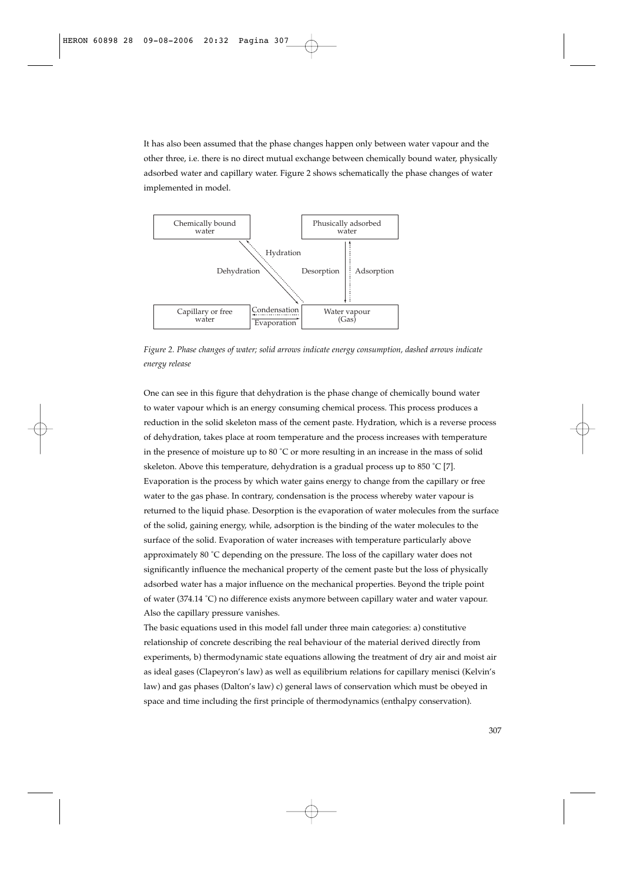It has also been assumed that the phase changes happen only between water vapour and the other three, i.e. there is no direct mutual exchange between chemically bound water, physically adsorbed water and capillary water. Figure 2 shows schematically the phase changes of water implemented in model.

*Figure 2. Phase changes of water; solid arrows indicate energy consumption, dashed arrows indicate energy release*

One can see in this figure that dehydration is the phase change of chemically bound water to water vapour which is an energy consuming chemical process. This process produces a reduction in the solid skeleton mass of the cement paste. Hydration, which is a reverse process of dehydration, takes place at room temperature and the process increases with temperature in the presence of moisture up to 80 °C or more resulting in an increase in the mass of solid skeleton. Above this temperature, dehydration is a gradual process up to 850 °C [7]. Evaporation is the process by which water gains energy to change from the capillary or free water to the gas phase. In contrary, condensation is the process whereby water vapour is returned to the liquid phase. Desorption is the evaporation of water molecules from the surface of the solid, gaining energy, while, adsorption is the binding of the water molecules to the surface of the solid. Evaporation of water increases with temperature particularly above approximately 80 °C depending on the pressure. The loss of the capillary water does not significantly influence the mechanical property of the cement paste but the loss of physically adsorbed water has a major influence on the mechanical properties. Beyond the triple point of water (374.14 °C) no difference exists anymore between capillary water and water vapour. Also the capillary pressure vanishes.

The basic equations used in this model fall under three main categories: a) constitutive relationship of concrete describing the real behaviour of the material derived directly from experiments, b) thermodynamic state equations allowing the treatment of dry air and moist air as ideal gases (Clapeyron's law) as well as equilibrium relations for capillary menisci (Kelvin's law) and gas phases (Dalton's law) c) general laws of conservation which must be obeyed in space and time including the first principle of thermodynamics (enthalpy conservation).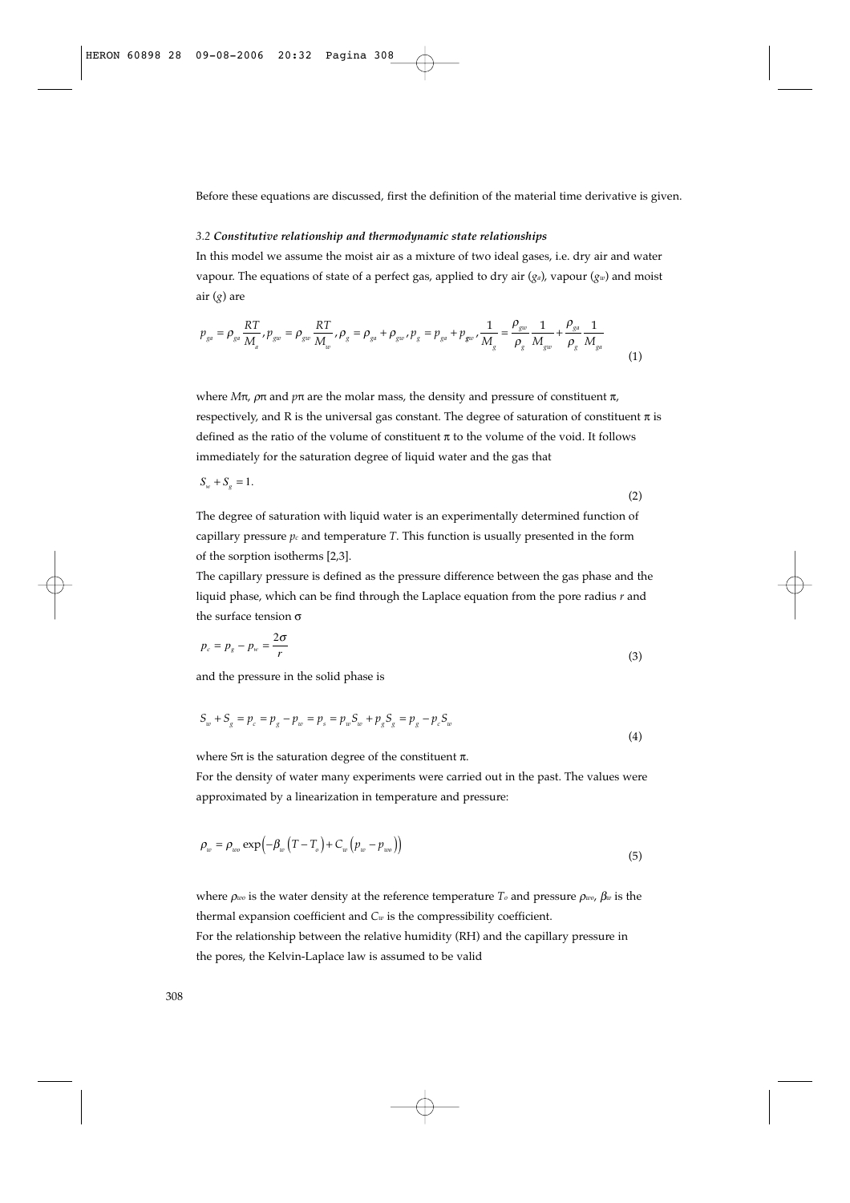Before these equations are discussed, first the definition of the material time derivative is given.

### *3.2 Constitutive relationship and thermodynamic state relationships*

In this model we assume the moist air as a mixture of two ideal gases, i.e. dry air and water vapour. The equations of state of a perfect gas, applied to dry air ($g_a$), vapour ($g_w$) and moist air ($g$) are

$$p_{ga} = \rho_{ga} \frac{RT}{M_a}, p_{gw} = \rho_{gw} \frac{RT}{M_w}, \rho_g = \rho_{ga} + \rho_{gw}, p_g = p_{ga} + p_{gw}, \frac{1}{M_g} = \frac{\rho_{gw}}{\rho_g} \frac{1}{M_{gw}} + \frac{\rho_{ga}}{\rho_g} \frac{1}{M_{ga}} \tag{1}$$

where $M\pi$, $\rho\pi$ and $p\pi$ are the molar mass, the density and pressure of constituent $\pi$, respectively, and R is the universal gas constant. The degree of saturation of constituent $\pi$ is defined as the ratio of the volume of constituent $\pi$ to the volume of the void. It follows immediately for the saturation degree of liquid water and the gas that

$$S_w + S_g = 1. \tag{2}$$

The degree of saturation with liquid water is an experimentally determined function of capillary pressure $p_c$ and temperature $T$. This function is usually presented in the form of the sorption isotherms [2,3].

The capillary pressure is defined as the pressure difference between the gas phase and the liquid phase, which can be find through the Laplace equation from the pore radius $r$ and the surface tension $\sigma$

$$p_c = p_g - p_w = \frac{2\sigma}{r} \tag{3}$$

and the pressure in the solid phase is

$$S_w + S_g = p_c = p_g - p_w = p_s = p_w S_w + p_g S_g = p_g - p_c S_w \tag{4}$$

where $S\pi$ is the saturation degree of the constituent $\pi$.

For the density of water many experiments were carried out in the past. The values were approximated by a linearization in temperature and pressure:

$$\rho_w = \rho_{wo} \exp\left(-\beta_w \left(T - T_o\right) + C_w \left(p_w - p_{wo}\right)\right) \tag{5}$$

where $\rho_{wo}$ is the water density at the reference temperature $T_o$ and pressure $\rho_{wo}$, $\beta_w$ is the thermal expansion coefficient and $C_w$ is the compressibility coefficient.

For the relationship between the relative humidity (RH) and the capillary pressure in the pores, the Kelvin-Laplace law is assumed to be valid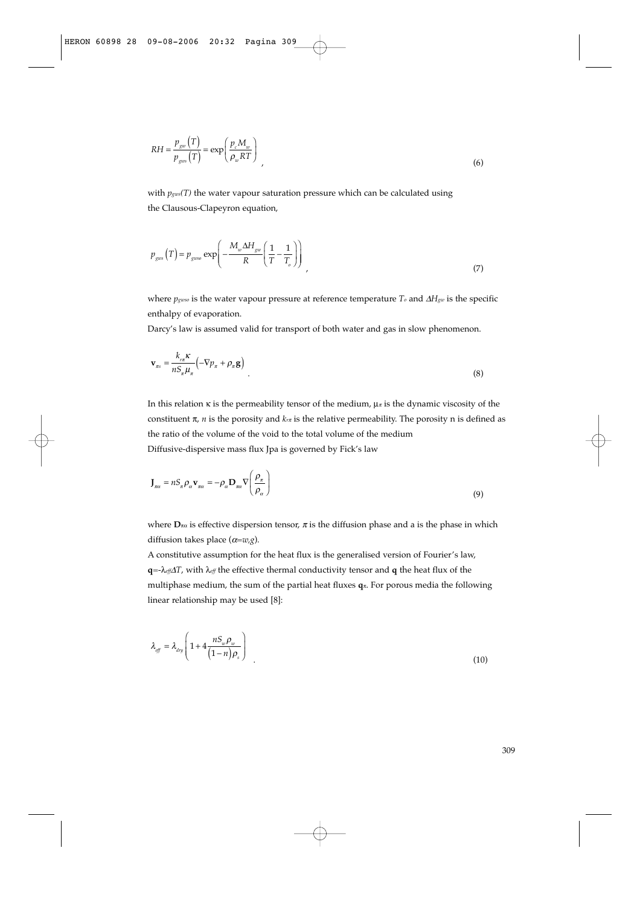$$RH = \frac{p_{gw}(T)}{p_{gws}(T)} = \exp\left(\frac{p_c M_w}{\rho_w RT}\right), \tag{6}$$

with $p_{gws}(T)$ the water vapour saturation pressure which can be calculated using the Clausous-Clapeyron equation,

$$p_{gws}(T) = p_{gwso} \exp\left(-\frac{M_w \Delta H_{gw}}{R}\left(\frac{1}{T} - \frac{1}{T_o}\right)\right), \tag{7}$$

where $p_{gwso}$ is the water vapour pressure at reference temperature $T_o$ and $\Delta H_{gw}$ is the specific enthalpy of evaporation.

Darcy's law is assumed valid for transport of both water and gas in slow phenomenon.

$$\mathbf{v}_{\pi s} = \frac{k_{r\pi} \boldsymbol{\kappa}}{n S_\pi \mu_\pi}\left(-\nabla p_\pi + \rho_\pi \mathbf{g}\right). \tag{8}$$

In this relation $\kappa$ is the permeability tensor of the medium, $\mu_\pi$ is the dynamic viscosity of the constituent $\pi$, $n$ is the porosity and $k_{r\pi}$ is the relative permeability. The porosity n is defined as the ratio of the volume of the void to the total volume of the medium

Diffusive-dispersive mass flux Jpa is governed by Fick's law

$$\mathbf{J}_{\pi\alpha} = n S_\pi \rho_\alpha \mathbf{v}_{\pi\alpha} = -\rho_\alpha \mathbf{D}_{\pi\alpha} \nabla\left(\frac{\rho_\pi}{\rho_\alpha}\right) \tag{9}$$

where $\mathbf{D}_{\pi\alpha}$ is effective dispersion tensor, $\pi$ is the diffusion phase and a is the phase in which diffusion takes place ($\alpha$=$w,g$).

A constitutive assumption for the heat flux is the generalised version of Fourier's law, $\mathbf{q}=-\lambda_{eff}\Delta T$, with $\lambda_{eff}$ the effective thermal conductivity tensor and $\mathbf{q}$ the heat flux of the multiphase medium, the sum of the partial heat fluxes $\mathbf{q}_\pi$. For porous media the following linear relationship may be used [8]:

$$\lambda_{eff} = \lambda_{dry}\left(1 + 4\frac{n S_w \rho_w}{(1-n)\rho_s}\right). \tag{10}$$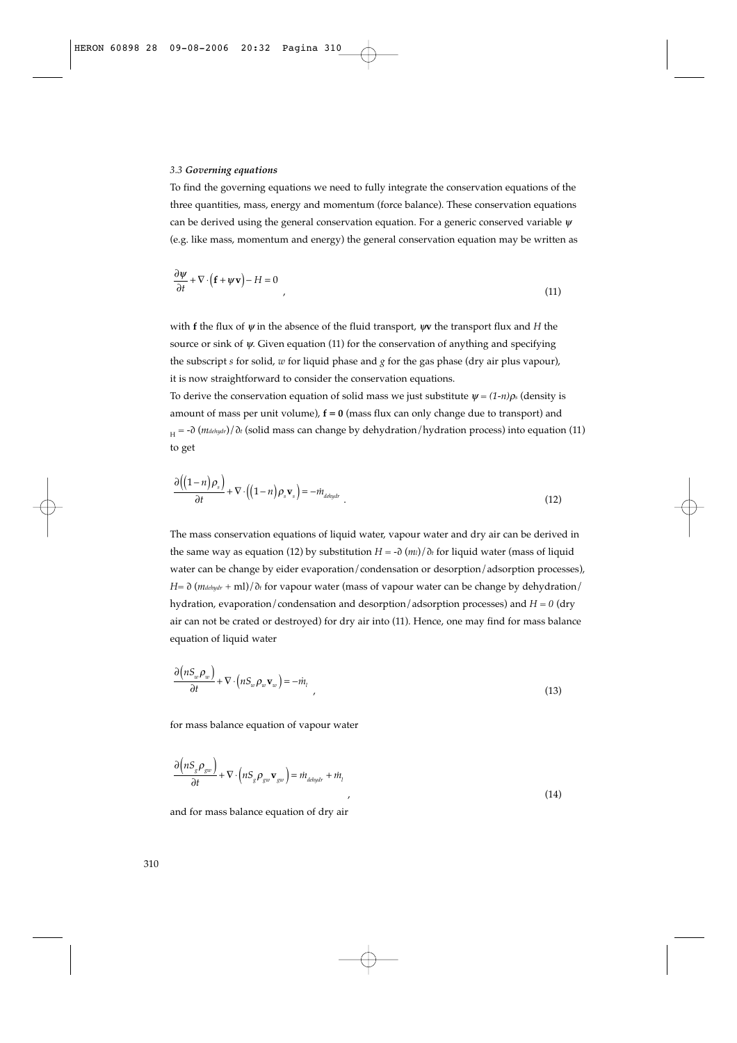### *3.3 Governing equations*

To find the governing equations we need to fully integrate the conservation equations of the three quantities, mass, energy and momentum (force balance). These conservation equations can be derived using the general conservation equation. For a generic conserved variable $\psi$ (e.g. like mass, momentum and energy) the general conservation equation may be written as

$$\frac{\partial \psi}{\partial t} + \nabla \cdot \left( \mathbf{f} + \psi \mathbf{v} \right) - H = 0 \quad , \tag{11}$$

with $\mathbf{f}$ the flux of $\psi$ in the absence of the fluid transport, $\psi\mathbf{v}$ the transport flux and $H$ the source or sink of $\psi$. Given equation (11) for the conservation of anything and specifying the subscript $s$ for solid, $w$ for liquid phase and $g$ for the gas phase (dry air plus vapour), it is now straightforward to consider the conservation equations.

To derive the conservation equation of solid mass we just substitute $\psi = (1\text{-}n)\rho_s$ (density is amount of mass per unit volume), $\mathbf{f} = \mathbf{0}$ (mass flux can only change due to transport) and $_H = -\partial\,(m_{dehydr})/\partial_t$ (solid mass can change by dehydration/hydration process) into equation (11) to get

$$\frac{\partial\left(\left(1-n\right)\rho_s\right)}{\partial t} + \nabla \cdot \left( \left(1-n\right)\rho_s \mathbf{v}_s \right) = -\dot{m}_{dehydr} \quad . \tag{12}$$

The mass conservation equations of liquid water, vapour water and dry air can be derived in the same way as equation (12) by substitution $H = -\partial\,(m_l)/\partial_t$ for liquid water (mass of liquid water can be change by eider evaporation/condensation or desorption/adsorption processes), $H = \partial\,(m_{dehydr} + \text{ml})/\partial_t$ for vapour water (mass of vapour water can be change by dehydration/hydration, evaporation/condensation and desorption/adsorption processes) and $H = 0$ (dry air can not be crated or destroyed) for dry air into (11). Hence, one may find for mass balance equation of liquid water

$$\frac{\partial\left(nS_w\rho_w\right)}{\partial t} + \nabla \cdot \left( nS_w\rho_w \mathbf{v}_w \right) = -\dot{m}_l \quad , \tag{13}$$

for mass balance equation of vapour water

$$\frac{\partial\left(nS_g\rho_{gw}\right)}{\partial t} + \nabla \cdot \left( nS_g\rho_{gw} \mathbf{v}_{gw} \right) = \dot{m}_{dehydr} + \dot{m}_l \quad , \tag{14}$$

and for mass balance equation of dry air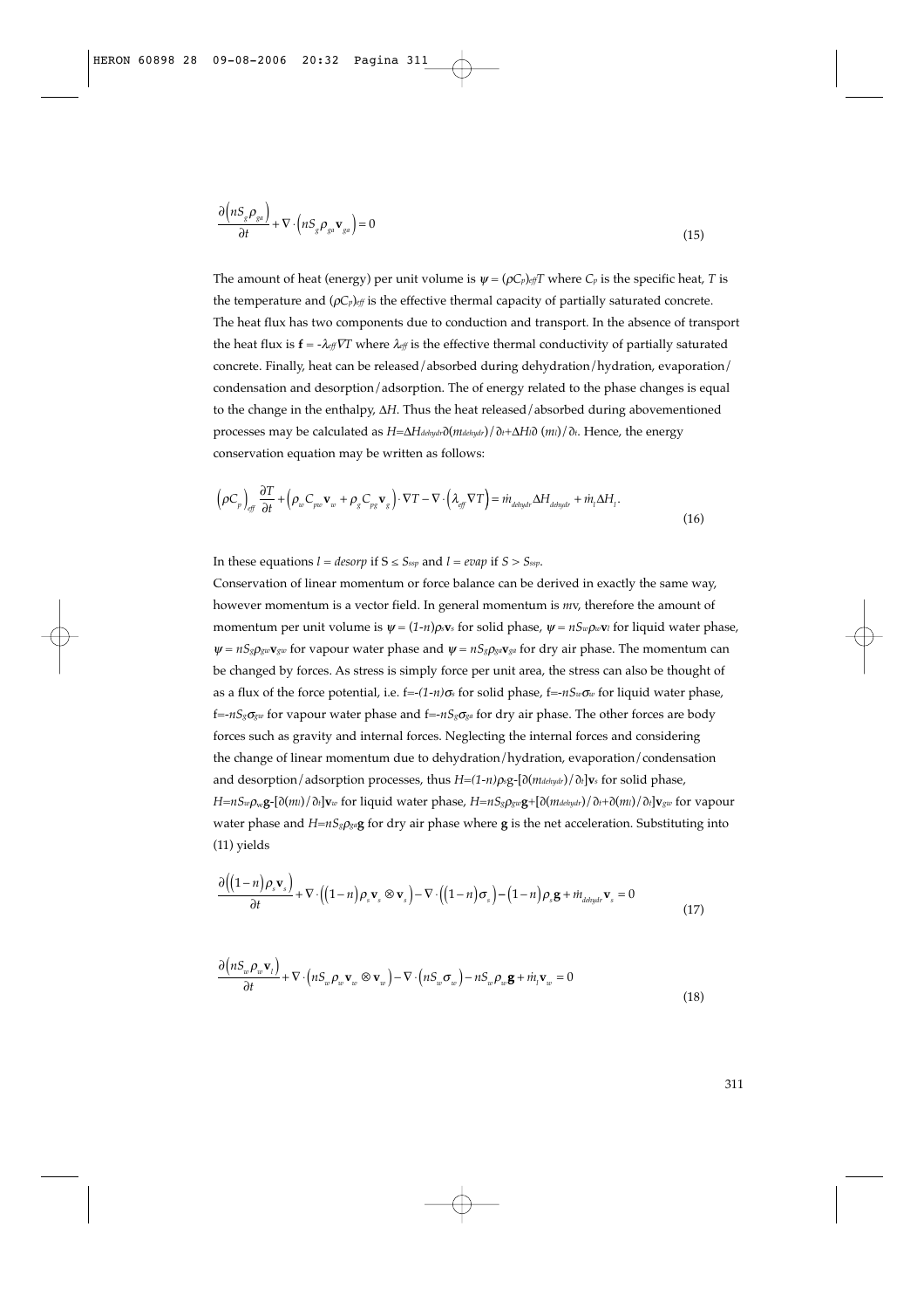$$\frac{\partial\left(nS_g\rho_{ga}\right)}{\partial t}+\nabla\cdot\left(nS_g\rho_{ga}\mathbf{v}_{ga}\right)=0 \tag{15}$$

The amount of heat (energy) per unit volume is $\psi = (\rho C_p)_{eff}T$ where $C_p$ is the specific heat, $T$ is the temperature and $(\rho C_p)_{eff}$ is the effective thermal capacity of partially saturated concrete. The heat flux has two components due to conduction and transport. In the absence of transport the heat flux is $\mathbf{f} = -\lambda_{eff}\nabla T$ where $\lambda_{eff}$ is the effective thermal conductivity of partially saturated concrete. Finally, heat can be released/absorbed during dehydration/hydration, evaporation/condensation and desorption/adsorption. The of energy related to the phase changes is equal to the change in the enthalpy, $\Delta H$. Thus the heat released/absorbed during abovementioned processes may be calculated as $H=\Delta H_{dehydr}\partial(m_{dehydr})/\partial_t+\Delta H_l\partial(m_l)/\partial_t$. Hence, the energy conservation equation may be written as follows:

$$\left(\rho C_p\right)_{eff}\frac{\partial T}{\partial t}+\left(\rho_w C_{pw}\mathbf{v}_w+\rho_g C_{pg}\mathbf{v}_g\right)\cdot\nabla T-\nabla\cdot\left(\lambda_{eff}\nabla T\right)=\dot{m}_{dehydr}\Delta H_{dehydr}+\dot{m}_l\Delta H_l. \tag{16}$$

In these equations $l = desorp$ if $S \leq S_{ssp}$ and $l = evap$ if $S > S_{ssp}$.

Conservation of linear momentum or force balance can be derived in exactly the same way, however momentum is a vector field. In general momentum is $m\mathbf{v}$, therefore the amount of momentum per unit volume is $\psi = (1-n)\rho_s\mathbf{v}_s$ for solid phase, $\psi = nS_w\rho_w\mathbf{v}_l$ for liquid water phase, $\psi = nS_g\rho_{gw}\mathbf{v}_{gw}$ for vapour water phase and $\psi = nS_g\rho_{ga}\mathbf{v}_{ga}$ for dry air phase. The momentum can be changed by forces. As stress is simply force per unit area, the stress can also be thought of as a flux of the force potential, i.e. $f=-(1-n)\sigma_s$ for solid phase, $f=-nS_w\sigma_w$ for liquid water phase, $f=-nS_g\sigma_{gw}$ for vapour water phase and $f=-nS_g\sigma_{ga}$ for dry air phase. The other forces are body forces such as gravity and internal forces. Neglecting the internal forces and considering the change of linear momentum due to dehydration/hydration, evaporation/condensation and desorption/adsorption processes, thus $H=(1-n)\rho_s g-[\partial(m_{dehydr})/\partial_t]\mathbf{v}_s$ for solid phase, $H=nS_w\rho_w\mathbf{g}-[\partial(m_l)/\partial_t]\mathbf{v}_w$ for liquid water phase, $H=nS_g\rho_{gw}\mathbf{g}+[\partial(m_{dehydr})/\partial_t+\partial(m_l)/\partial_t]\mathbf{v}_{gw}$ for vapour water phase and $H=nS_g\rho_{ga}\mathbf{g}$ for dry air phase where $\mathbf{g}$ is the net acceleration. Substituting into (11) yields

$$\frac{\partial\left(\left(1-n\right)\rho_s\mathbf{v}_s\right)}{\partial t}+\nabla\cdot\left(\left(1-n\right)\rho_s\mathbf{v}_s\otimes\mathbf{v}_s\right)-\nabla\cdot\left(\left(1-n\right)\sigma_s\right)-\left(1-n\right)\rho_s\mathbf{g}+\dot{m}_{dehydr}\mathbf{v}_s=0 \tag{17}$$

$$\frac{\partial\left(nS_w\rho_w\mathbf{v}_l\right)}{\partial t}+\nabla\cdot\left(nS_w\rho_w\mathbf{v}_w\otimes\mathbf{v}_w\right)-\nabla\cdot\left(nS_w\sigma_w\right)-nS_w\rho_w\mathbf{g}+\dot{m}_l\mathbf{v}_w=0 \tag{18}$$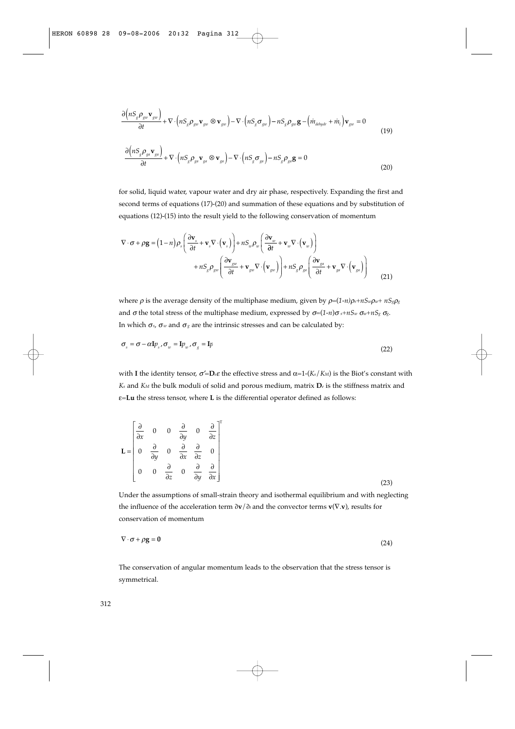$$\frac{\partial\left(nS_g\rho_{gw}\mathbf{v}_{gw}\right)}{\partial t}+\nabla\cdot\left(nS_g\rho_{gw}\mathbf{v}_{gw}\otimes\mathbf{v}_{gw}\right)-\nabla\cdot\left(nS_g\sigma_{gw}\right)-nS_g\rho_{gw}\mathbf{g}-\left(\dot{m}_{dehydr}+\dot{m}_l\right)\mathbf{v}_{gw}=0 \tag{19}$$

$$\frac{\partial\left(nS_g\rho_{ga}\mathbf{v}_{ga}\right)}{\partial t}+\nabla\cdot\left(nS_g\rho_{ga}\mathbf{v}_{ga}\otimes\mathbf{v}_{ga}\right)-\nabla\cdot\left(nS_g\sigma_{ga}\right)-nS_g\rho_{ga}\mathbf{g}=0 \tag{20}$$

for solid, liquid water, vapour water and dry air phase, respectively. Expanding the first and second terms of equations (17)-(20) and summation of these equations and by substitution of equations (12)-(15) into the result yield to the following conservation of momentum

$$\begin{aligned}\nabla\cdot\sigma+\rho\mathbf{g}=\left(1-n\right)\rho_s\left(\frac{\partial\mathbf{v}_s}{\partial t}+\mathbf{v}_s\nabla\cdot\left(\mathbf{v}_s\right)\right)+nS_w\rho_w\left(\frac{\partial\mathbf{v}_w}{\partial t}+\mathbf{v}_w\nabla\cdot\left(\mathbf{v}_w\right)\right)\\+nS_g\rho_{gw}\left(\frac{\partial\mathbf{v}_{gw}}{\partial t}+\mathbf{v}_{gw}\nabla\cdot\left(\mathbf{v}_{gw}\right)\right)+nS_g\rho_{ga}\left(\frac{\partial\mathbf{v}_{ga}}{\partial t}+\mathbf{v}_{ga}\nabla\cdot\left(\mathbf{v}_{ga}\right)\right)\end{aligned} \tag{21}$$

where $\rho$ is the average density of the multiphase medium, given by $\rho=(1-n)\rho_s+nS_w\rho_w+nS_g\rho_g$ and $\sigma$ the total stress of the multiphase medium, expressed by $\sigma=(1-n)\sigma_s+nS_w\sigma_w+nS_g\sigma_g$. In which $\sigma_s$, $\sigma_w$ and $\sigma_g$ are the intrinsic stresses and can be calculated by:

$$\sigma_s=\sigma-\alpha\mathbf{I}p_s,\sigma_w=\mathbf{I}p_w,\sigma_g=\mathbf{I}p \tag{22}$$

with $\mathbf{I}$ the identity tensor, $\sigma'=\mathbf{D}_e\varepsilon$ the effective stress and $\alpha=1-(K_s/K_M)$ is the Biot's constant with $K_s$ and $K_M$ the bulk moduli of solid and porous medium, matrix $\mathbf{D}_e$ is the stiffness matrix and $\varepsilon=\mathbf{Lu}$ the stress tensor, where $\mathbf{L}$ is the differential operator defined as follows:

$$\mathbf{L}=\begin{bmatrix}\frac{\partial}{\partial x} & 0 & 0 & \frac{\partial}{\partial y} & 0 & \frac{\partial}{\partial z}\\ 0 & \frac{\partial}{\partial y} & 0 & \frac{\partial}{\partial x} & \frac{\partial}{\partial z} & 0\\ 0 & 0 & \frac{\partial}{\partial z} & 0 & \frac{\partial}{\partial y} & \frac{\partial}{\partial x}\end{bmatrix}^T \tag{23}$$

Under the assumptions of small-strain theory and isothermal equilibrium and with neglecting the influence of the acceleration term $\partial\mathbf{v}/\partial t$ and the convector terms $\mathbf{v}(\nabla.\mathbf{v})$, results for conservation of momentum

$$\nabla\cdot\sigma+\rho\mathbf{g}=\mathbf{0} \tag{24}$$

The conservation of angular momentum leads to the observation that the stress tensor is symmetrical.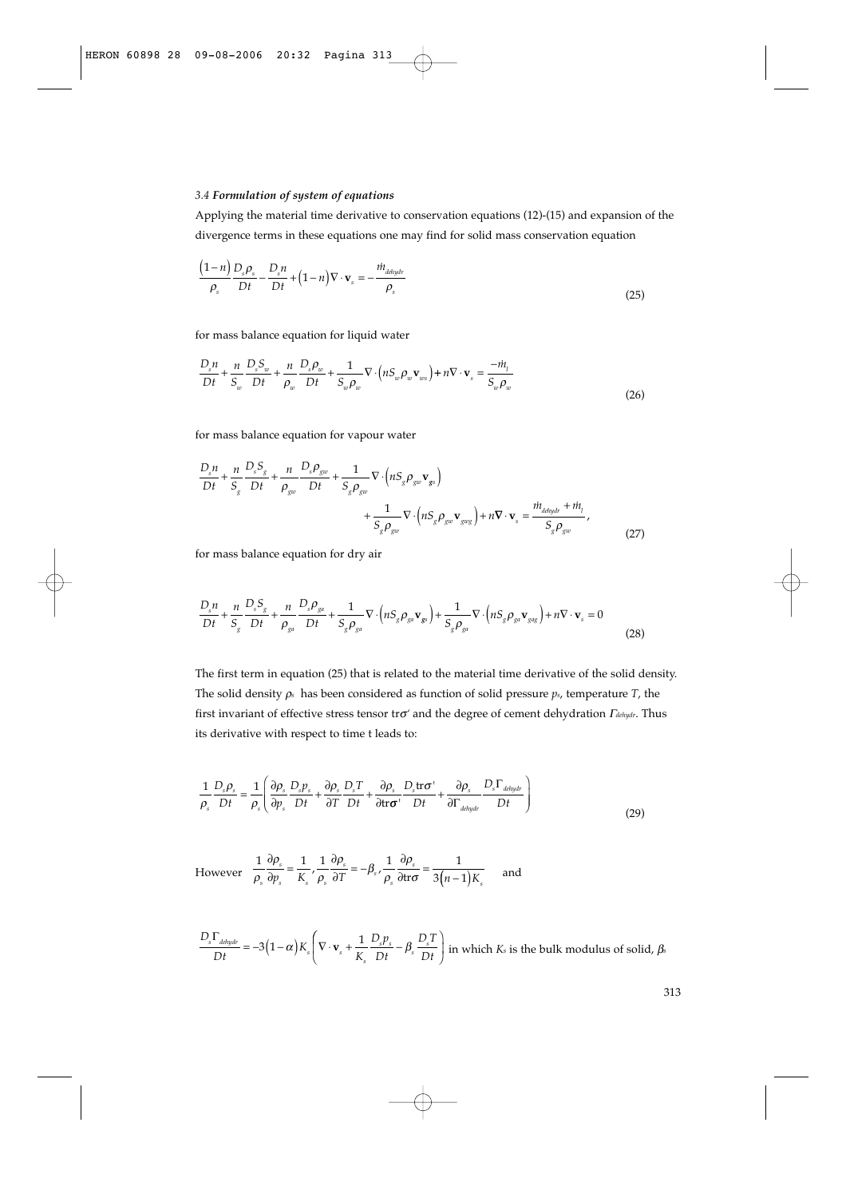### 3.4 ***Formulation of system of equations***

Applying the material time derivative to conservation equations (12)-(15) and expansion of the divergence terms in these equations one may find for solid mass conservation equation

$$\frac{(1-n)}{\rho_s}\frac{D_s\rho_s}{Dt} - \frac{D_s n}{Dt} + (1-n)\nabla\cdot\mathbf{v}_s = -\frac{\dot{m}_{dehydr}}{\rho_s} \tag{25}$$

for mass balance equation for liquid water

$$\frac{D_s n}{Dt} + \frac{n}{S_w}\frac{D_s S_w}{Dt} + \frac{n}{\rho_w}\frac{D_s\rho_w}{Dt} + \frac{1}{S_w\rho_w}\nabla\cdot\left(nS_w\rho_w\mathbf{v}_{ws}\right) + n\nabla\cdot\mathbf{v}_s = \frac{-\dot{m}_l}{S_w\rho_w} \tag{26}$$

for mass balance equation for vapour water

$$\frac{D_s n}{Dt} + \frac{n}{S_g}\frac{D_s S_g}{Dt} + \frac{n}{\rho_{gw}}\frac{D_s\rho_{gw}}{Dt} + \frac{1}{S_g\rho_{gw}}\nabla\cdot\left(nS_g\rho_{gw}\mathbf{v}_{gs}\right) + \frac{1}{S_g\rho_{gw}}\nabla\cdot\left(nS_g\rho_{gw}\mathbf{v}_{gwg}\right) + n\nabla\cdot\mathbf{v}_s = \frac{\dot{m}_{dehydr} + \dot{m}_l}{S_g\rho_{gw}}, \tag{27}$$

for mass balance equation for dry air

$$\frac{D_s n}{Dt} + \frac{n}{S_g}\frac{D_s S_g}{Dt} + \frac{n}{\rho_{ga}}\frac{D_s\rho_{ga}}{Dt} + \frac{1}{S_g\rho_{ga}}\nabla\cdot\left(nS_g\rho_{ga}\mathbf{v}_{gs}\right) + \frac{1}{S_g\rho_{ga}}\nabla\cdot\left(nS_g\rho_{ga}\mathbf{v}_{gag}\right) + n\nabla\cdot\mathbf{v}_s = 0 \tag{28}$$

The first term in equation (25) that is related to the material time derivative of the solid density. The solid density $\rho_s$ has been considered as function of solid pressure $p_s$, temperature $T$, the first invariant of effective stress tensor $\mathrm{tr}\boldsymbol{\sigma}'$ and the degree of cement dehydration $\Gamma_{dehydr}$. Thus its derivative with respect to time t leads to:

$$\frac{1}{\rho_s}\frac{D_s\rho_s}{Dt} = \frac{1}{\rho_s}\left(\frac{\partial\rho_s}{\partial p_s}\frac{D_s p_s}{Dt} + \frac{\partial\rho_s}{\partial T}\frac{D_s T}{Dt} + \frac{\partial\rho_s}{\partial\mathrm{tr}\boldsymbol{\sigma}'}\frac{D_s\mathrm{tr}\boldsymbol{\sigma}'}{Dt} + \frac{\partial\rho_s}{\partial\Gamma_{dehydr}}\frac{D_s\Gamma_{dehydr}}{Dt}\right) \tag{29}$$

However $\dfrac{1}{\rho_s}\dfrac{\partial\rho_s}{\partial p_s} = \dfrac{1}{K_s}, \dfrac{1}{\rho_s}\dfrac{\partial\rho_s}{\partial T} = -\beta_s, \dfrac{1}{\rho_s}\dfrac{\partial\rho_s}{\partial\mathrm{tr}\boldsymbol{\sigma}} = \dfrac{1}{3(n-1)K_s}$ and

$\dfrac{D_s\Gamma_{dehydr}}{Dt} = -3(1-\alpha)K_s\left(\nabla\cdot\mathbf{v}_s + \dfrac{1}{K_s}\dfrac{D_s p_s}{Dt} - \beta_s\dfrac{D_s T}{Dt}\right)$ in which $K_s$ is the bulk modulus of solid, $\beta_s$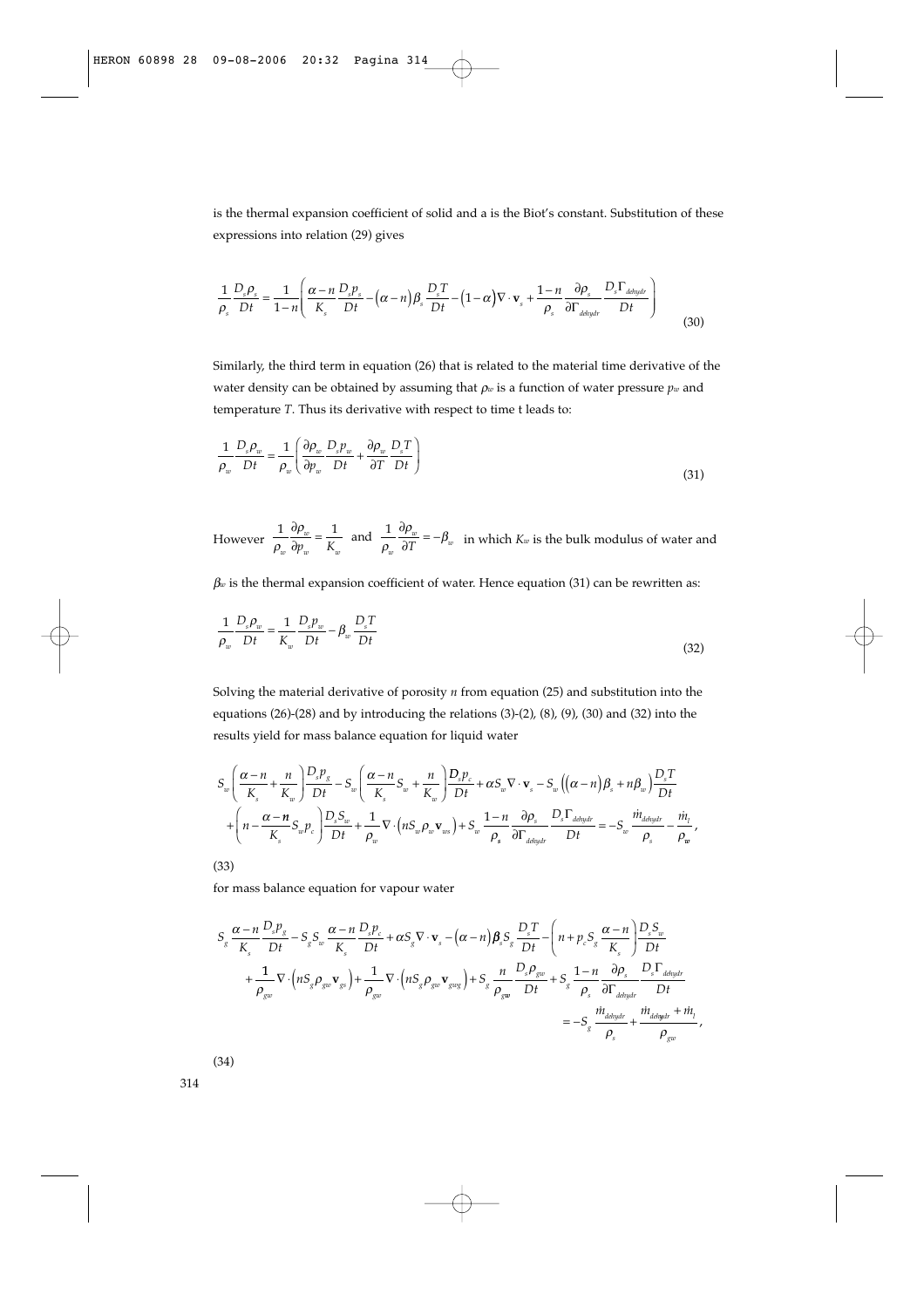is the thermal expansion coefficient of solid and a is the Biot's constant. Substitution of these expressions into relation (29) gives

$$\frac{1}{\rho_s}\frac{D_s\rho_s}{Dt} = \frac{1}{1-n}\left(\frac{\alpha-n}{K_s}\frac{D_s p_s}{Dt} - \left(\alpha-n\right)\beta_s\frac{D_s T}{Dt} - \left(1-\alpha\right)\nabla\cdot\mathbf{v}_s + \frac{1-n}{\rho_s}\frac{\partial\rho_s}{\partial\Gamma_{dehydr}}\frac{D_s\Gamma_{dehydr}}{Dt}\right) \tag{30}$$

Similarly, the third term in equation (26) that is related to the material time derivative of the water density can be obtained by assuming that $\rho_w$ is a function of water pressure $p_w$ and temperature $T$. Thus its derivative with respect to time t leads to:

$$\frac{1}{\rho_w}\frac{D_s\rho_w}{Dt} = \frac{1}{\rho_w}\left(\frac{\partial\rho_w}{\partial p_w}\frac{D_s p_w}{Dt} + \frac{\partial\rho_w}{\partial T}\frac{D_s T}{Dt}\right) \tag{31}$$

However $\frac{1}{\rho_w}\frac{\partial\rho_w}{\partial p_w} = \frac{1}{K_w}$ and $\frac{1}{\rho_w}\frac{\partial\rho_w}{\partial T} = -\beta_w$ in which $K_w$ is the bulk modulus of water and $\beta_w$ is the thermal expansion coefficient of water. Hence equation (31) can be rewritten as:

$$\frac{1}{\rho_w}\frac{D_s\rho_w}{Dt} = \frac{1}{K_w}\frac{D_s p_w}{Dt} - \beta_w\frac{D_s T}{Dt} \tag{32}$$

Solving the material derivative of porosity $n$ from equation (25) and substitution into the equations (26)-(28) and by introducing the relations (3)-(2), (8), (9), (30) and (32) into the results yield for mass balance equation for liquid water

$$\begin{aligned}
&S_w\left(\frac{\alpha-n}{K_s} + \frac{n}{K_w}\right)\frac{D_s p_g}{Dt} - S_w\left(\frac{\alpha-n}{K_s}S_w + \frac{n}{K_w}\right)\frac{D_s p_c}{Dt} + \alpha S_w\nabla\cdot\mathbf{v}_s - S_w\left(\left(\alpha-n\right)\beta_s + n\beta_w\right)\frac{D_s T}{Dt} \\
&+\left(n - \frac{\alpha-n}{K_s}S_w p_c\right)\frac{D_s S_w}{Dt} + \frac{1}{\rho_w}\nabla\cdot\left(nS_w\rho_w\mathbf{v}_{ws}\right) + S_w\frac{1-n}{\rho_s}\frac{\partial\rho_s}{\partial\Gamma_{dehydr}}\frac{D_s\Gamma_{dehydr}}{Dt} = -S_w\frac{\dot{m}_{dehydr}}{\rho_s} - \frac{\dot{m}_l}{\rho_w},
\end{aligned}$$

(33)

for mass balance equation for vapour water

$$\begin{aligned}
&S_g\frac{\alpha-n}{K_s}\frac{D_s p_g}{Dt} - S_g S_w\frac{\alpha-n}{K_s}\frac{D_s p_c}{Dt} + \alpha S_g\nabla\cdot\mathbf{v}_s - \left(\alpha-n\right)\beta_s S_g\frac{D_s T}{Dt} - \left(n + p_c S_g\frac{\alpha-n}{K_s}\right)\frac{D_s S_w}{Dt} \\
&+\frac{1}{\rho_{gw}}\nabla\cdot\left(nS_g\rho_{gw}\mathbf{v}_{gs}\right) + \frac{1}{\rho_{gw}}\nabla\cdot\left(nS_g\rho_{gw}\mathbf{v}_{gwg}\right) + S_g\frac{n}{\rho_{gw}}\frac{D_s\rho_{gw}}{Dt} + S_g\frac{1-n}{\rho_s}\frac{\partial\rho_s}{\partial\Gamma_{dehydr}}\frac{D_s\Gamma_{dehydr}}{Dt} \\
&= -S_g\frac{\dot{m}_{dehydr}}{\rho_s} + \frac{\dot{m}_{dehydr} + \dot{m}_l}{\rho_{gw}},
\end{aligned}$$

(34)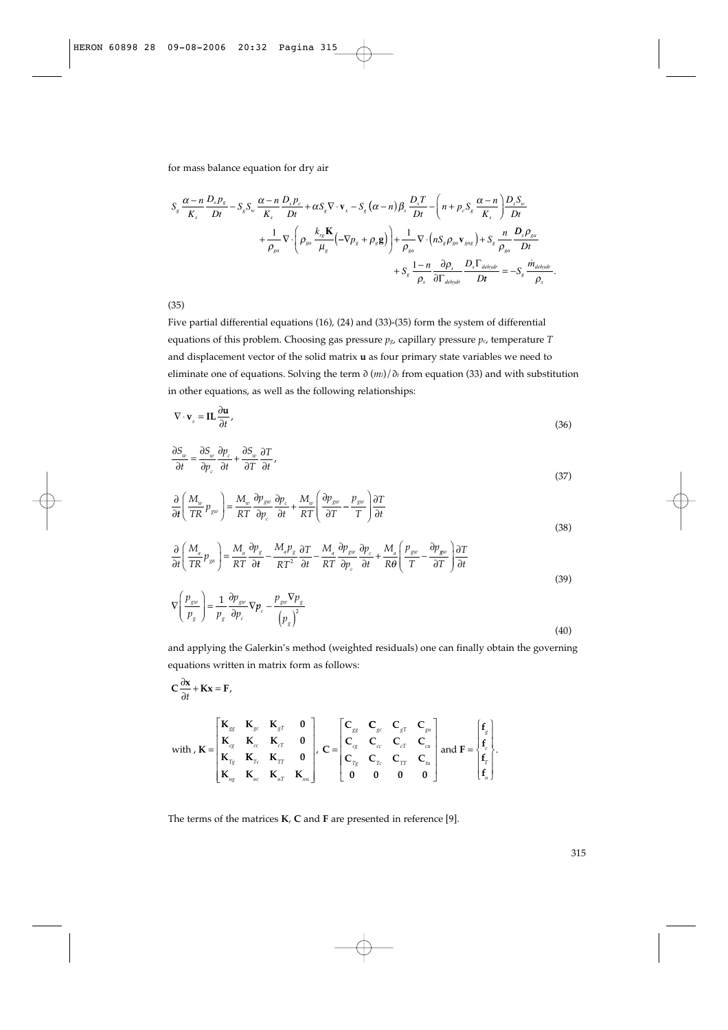for mass balance equation for dry air

$$
S_g \frac{\alpha - n}{K_s} \frac{D_s p_g}{Dt} - S_g S_w \frac{\alpha - n}{K_s} \frac{D_s p_c}{Dt} + \alpha S_g \nabla \cdot \mathbf{v}_s - S_g \left(\alpha - n\right) \beta_s \frac{D_s T}{Dt} - \left( n + p_c S_g \frac{\alpha - n}{K_s} \right) \frac{D_s S_w}{Dt}
$$
$$
+ \frac{1}{\rho_{ga}} \nabla \cdot \left( \rho_{ga} \frac{k_{rg} \mathbf{K}}{\mu_g} \left( -\nabla p_g + \rho_g \mathbf{g} \right) \right) + \frac{1}{\rho_{ga}} \nabla \cdot \left( n S_g \rho_{ga} \mathbf{v}_{gag} \right) + S_g \frac{n}{\rho_{ga}} \frac{D_s \rho_{ga}}{Dt}
$$
$$
+ S_g \frac{1-n}{\rho_s} \frac{\partial \rho_s}{\partial \Gamma_{dehydr}} \frac{D_s \Gamma_{dehydr}}{Dt} = -S_g \frac{\dot{m}_{dehydr}}{\rho_s}.
$$

(35)

Five partial differential equations (16), (24) and (33)-(35) form the system of differential equations of this problem. Choosing gas pressure $p_g$, capillary pressure $p_c$, temperature $T$ and displacement vector of the solid matrix **u** as four primary state variables we need to eliminate one of equations. Solving the term $\partial (m_l)/\partial_t$ from equation (33) and with substitution in other equations, as well as the following relationships:

$$
\nabla \cdot \mathbf{v}_s = \mathbf{IL} \frac{\partial \mathbf{u}}{\partial t}, \tag{36}
$$

$$
\frac{\partial S_w}{\partial t} = \frac{\partial S_w}{\partial p_c} \frac{\partial p_c}{\partial t} + \frac{\partial S_w}{\partial T} \frac{\partial T}{\partial t}, \tag{37}
$$

$$
\frac{\partial}{\partial t} \left( \frac{M_w}{TR} p_{gw} \right) = \frac{M_w}{RT} \frac{\partial p_{gw}}{\partial p_c} \frac{\partial p_c}{\partial t} + \frac{M_w}{RT} \left( \frac{\partial p_{gw}}{\partial T} - \frac{p_{gw}}{T} \right) \frac{\partial T}{\partial t} \tag{38}
$$

$$
\frac{\partial}{\partial t} \left( \frac{M_a}{TR} p_{ga} \right) = \frac{M_a}{RT} \frac{\partial p_g}{\partial t} - \frac{M_a p_g}{RT^2} \frac{\partial T}{\partial t} - \frac{M_a}{RT} \frac{\partial p_{gw}}{\partial p_c} \frac{\partial p_c}{\partial t} + \frac{M_a}{R\theta} \left( \frac{p_{gw}}{T} - \frac{\partial p_{gw}}{\partial T} \right) \frac{\partial T}{\partial t} \tag{39}
$$

$$
\nabla \left( \frac{p_{gw}}{p_g} \right) = \frac{1}{p_g} \frac{\partial p_{gw}}{\partial p_c} \nabla p_c - \frac{p_{gw} \nabla p_g}{\left( p_g \right)^2} \tag{40}
$$

and applying the Galerkin's method (weighted residuals) one can finally obtain the governing equations written in matrix form as follows:

$$
\mathbf{C} \frac{\partial \mathbf{x}}{\partial t} + \mathbf{K} \mathbf{x} = \mathbf{F},
$$

$$
\text{with , } \mathbf{K} = \begin{bmatrix} \mathbf{K}_{gg} & \mathbf{K}_{gc} & \mathbf{K}_{gT} & \mathbf{0} \\ \mathbf{K}_{cg} & \mathbf{K}_{cc} & \mathbf{K}_{cT} & \mathbf{0} \\ \mathbf{K}_{Tg} & \mathbf{K}_{Tc} & \mathbf{K}_{TT} & \mathbf{0} \\ \mathbf{K}_{ug} & \mathbf{K}_{uc} & \mathbf{K}_{uT} & \mathbf{K}_{uu} \end{bmatrix}, \; \mathbf{C} = \begin{bmatrix} \mathbf{C}_{gg} & \mathbf{C}_{gc} & \mathbf{C}_{gT} & \mathbf{C}_{gu} \\ \mathbf{C}_{cg} & \mathbf{C}_{cc} & \mathbf{C}_{cT} & \mathbf{C}_{cu} \\ \mathbf{C}_{Tg} & \mathbf{C}_{Tc} & \mathbf{C}_{TT} & \mathbf{C}_{tu} \\ \mathbf{0} & \mathbf{0} & \mathbf{0} & \mathbf{0} \end{bmatrix} \text{ and } \mathbf{F} = \begin{Bmatrix} \mathbf{f}_g \\ \mathbf{f}_c \\ \mathbf{f}_T \\ \mathbf{f}_u \end{Bmatrix}.
$$

The terms of the matrices **K**, **C** and **F** are presented in reference [9].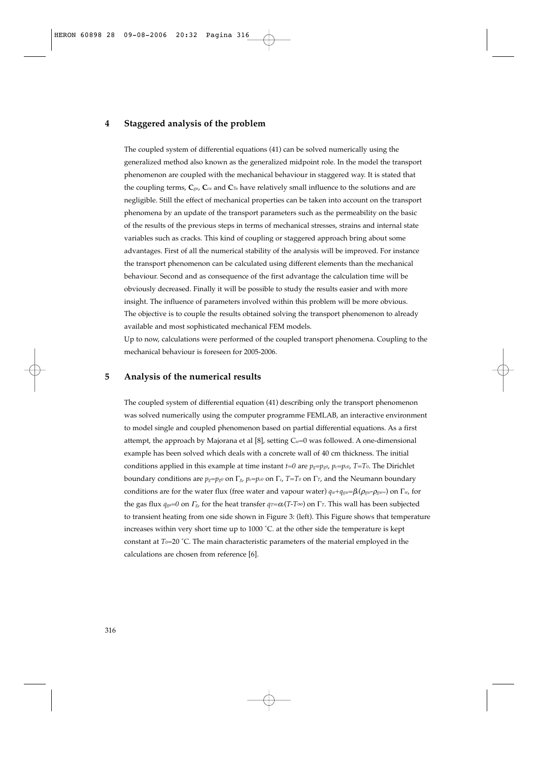## 4 Staggered analysis of the problem

The coupled system of differential equations (41) can be solved numerically using the generalized method also known as the generalized midpoint role. In the model the transport phenomenon are coupled with the mechanical behaviour in staggered way. It is stated that the coupling terms, $\mathbf{C}_{gu}$, $\mathbf{C}_{cu}$ and $\mathbf{C}_{Tu}$ have relatively small influence to the solutions and are negligible. Still the effect of mechanical properties can be taken into account on the transport phenomena by an update of the transport parameters such as the permeability on the basic of the results of the previous steps in terms of mechanical stresses, strains and internal state variables such as cracks. This kind of coupling or staggered approach bring about some advantages. First of all the numerical stability of the analysis will be improved. For instance the transport phenomenon can be calculated using different elements than the mechanical behaviour. Second and as consequence of the first advantage the calculation time will be obviously decreased. Finally it will be possible to study the results easier and with more insight. The influence of parameters involved within this problem will be more obvious. The objective is to couple the results obtained solving the transport phenomenon to already available and most sophisticated mechanical FEM models.

Up to now, calculations were performed of the coupled transport phenomena. Coupling to the mechanical behaviour is foreseen for 2005-2006.

## 5 Analysis of the numerical results

The coupled system of differential equation (41) describing only the transport phenomenon was solved numerically using the computer programme FEMLAB, an interactive environment to model single and coupled phenomenon based on partial differential equations. As a first attempt, the approach by Majorana et al [8], setting $C_{ct}$=0 was followed. A one-dimensional example has been solved which deals with a concrete wall of 40 cm thickness. The initial conditions applied in this example at time instant $t$=0 are $p_g=p_{g0}$, $p_c=p_{c0}$, $T=T_0$. The Dirichlet boundary conditions are $p_g=p_{g0}$ on $\Gamma_g$, $p_c=p_{c0}$ on $\Gamma_c$, $T=T_0$ on $\Gamma_T$, and the Neumann boundary conditions are for the water flux (free water and vapour water) $q_w+q_{gw}=\beta_c(\rho_{gw}-\rho_{gw\infty})$ on $\Gamma_w$, for the gas flux $q_{ga}=0$ on $\Gamma_g$, for the heat transfer $q_T=\alpha_c(T-T_\infty)$ on $\Gamma_T$. This wall has been subjected to transient heating from one side shown in Figure 3: (left). This Figure shows that temperature increases within very short time up to 1000 °C. at the other side the temperature is kept constant at $T_0$=20 °C. The main characteristic parameters of the material employed in the calculations are chosen from reference [6].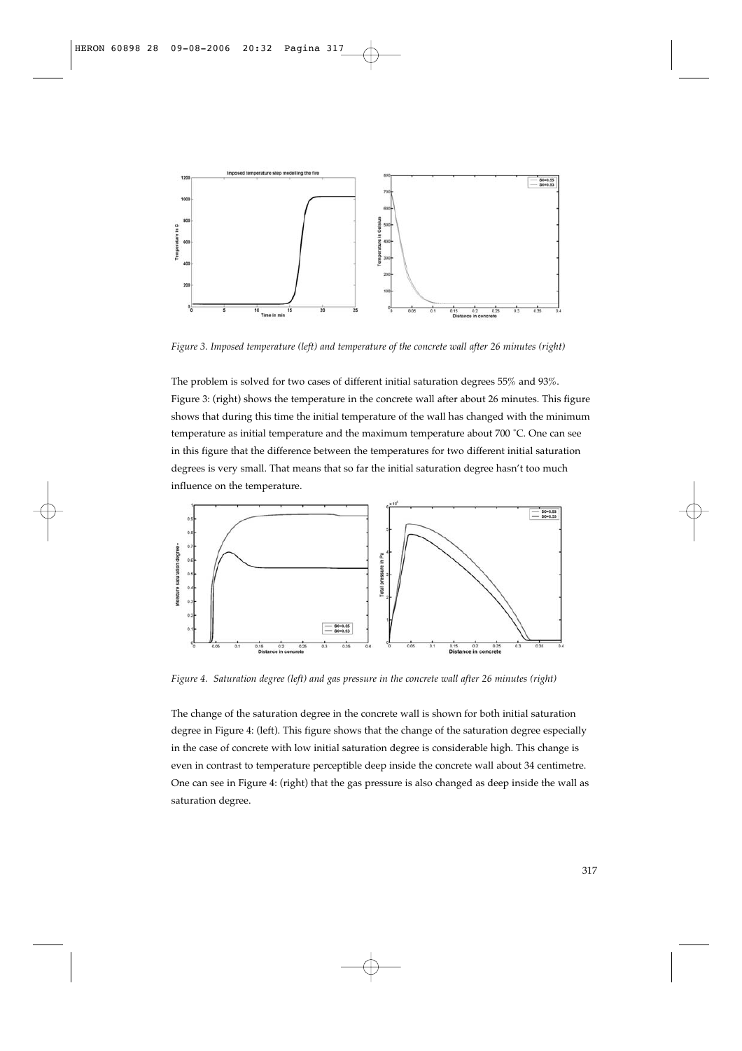*Figure 3. Imposed temperature (left) and temperature of the concrete wall after 26 minutes (right)*

The problem is solved for two cases of different initial saturation degrees 55% and 93%. Figure 3: (right) shows the temperature in the concrete wall after about 26 minutes. This figure shows that during this time the initial temperature of the wall has changed with the minimum temperature as initial temperature and the maximum temperature about 700 ˚C. One can see in this figure that the difference between the temperatures for two different initial saturation degrees is very small. That means that so far the initial saturation degree hasn't too much influence on the temperature.

*Figure 4. Saturation degree (left) and gas pressure in the concrete wall after 26 minutes (right)*

The change of the saturation degree in the concrete wall is shown for both initial saturation degree in Figure 4: (left). This figure shows that the change of the saturation degree especially in the case of concrete with low initial saturation degree is considerable high. This change is even in contrast to temperature perceptible deep inside the concrete wall about 34 centimetre. One can see in Figure 4: (right) that the gas pressure is also changed as deep inside the wall as saturation degree.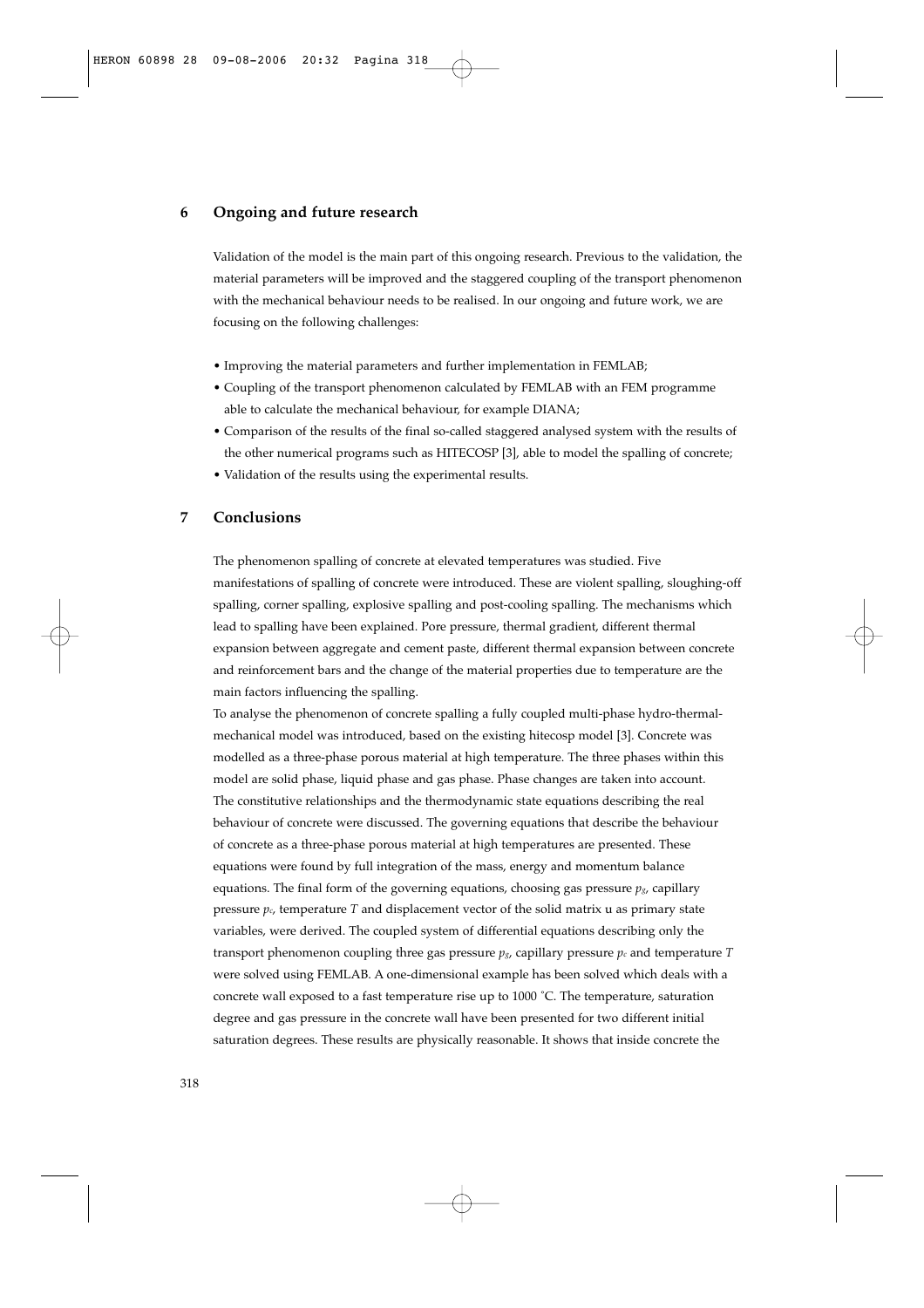## 6 Ongoing and future research

Validation of the model is the main part of this ongoing research. Previous to the validation, the material parameters will be improved and the staggered coupling of the transport phenomenon with the mechanical behaviour needs to be realised. In our ongoing and future work, we are focusing on the following challenges:

- Improving the material parameters and further implementation in FEMLAB;
- Coupling of the transport phenomenon calculated by FEMLAB with an FEM programme able to calculate the mechanical behaviour, for example DIANA;
- Comparison of the results of the final so-called staggered analysed system with the results of the other numerical programs such as HITECOSP [3], able to model the spalling of concrete;
- Validation of the results using the experimental results.

## 7 Conclusions

The phenomenon spalling of concrete at elevated temperatures was studied. Five manifestations of spalling of concrete were introduced. These are violent spalling, sloughing-off spalling, corner spalling, explosive spalling and post-cooling spalling. The mechanisms which lead to spalling have been explained. Pore pressure, thermal gradient, different thermal expansion between aggregate and cement paste, different thermal expansion between concrete and reinforcement bars and the change of the material properties due to temperature are the main factors influencing the spalling.

To analyse the phenomenon of concrete spalling a fully coupled multi-phase hydro-thermal-mechanical model was introduced, based on the existing hitecosp model [3]. Concrete was modelled as a three-phase porous material at high temperature. The three phases within this model are solid phase, liquid phase and gas phase. Phase changes are taken into account. The constitutive relationships and the thermodynamic state equations describing the real behaviour of concrete were discussed. The governing equations that describe the behaviour of concrete as a three-phase porous material at high temperatures are presented. These equations were found by full integration of the mass, energy and momentum balance equations. The final form of the governing equations, choosing gas pressure $p_g$, capillary pressure $p_c$, temperature $T$ and displacement vector of the solid matrix u as primary state variables, were derived. The coupled system of differential equations describing only the transport phenomenon coupling three gas pressure $p_g$, capillary pressure $p_c$ and temperature $T$ were solved using FEMLAB. A one-dimensional example has been solved which deals with a concrete wall exposed to a fast temperature rise up to 1000 °C. The temperature, saturation degree and gas pressure in the concrete wall have been presented for two different initial saturation degrees. These results are physically reasonable. It shows that inside concrete the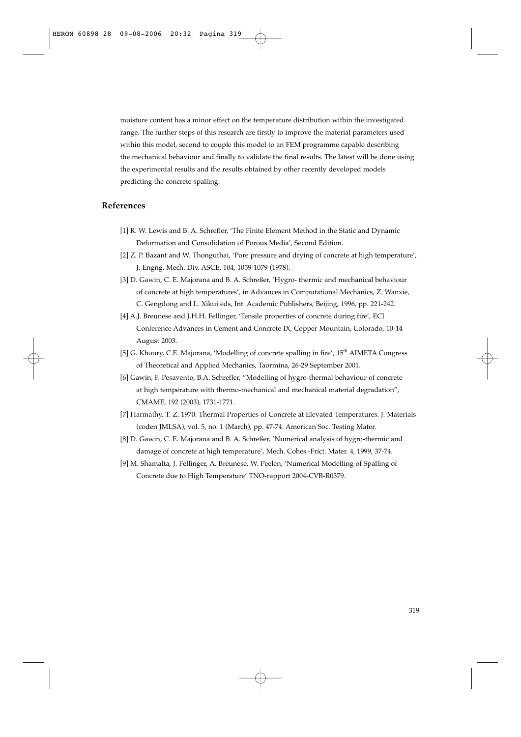moisture content has a minor effect on the temperature distribution within the investigated range. The further steps of this research are firstly to improve the material parameters used within this model, second to couple this model to an FEM programme capable describing the mechanical behaviour and finally to validate the final results. The latest will be done using the experimental results and the results obtained by other recently developed models predicting the concrete spalling.

## References

[1] R. W. Lewis and B. A. Schrefler, 'The Finite Element Method in the Static and Dynamic Deformation and Consolidation of Porous Media', Second Edition.

[2] Z. P. Bazant and W. Thonguthai, 'Pore pressure and drying of concrete at high temperature', J. Engng. Mech. Div. ASCE, 104, 1059-1079 (1978).

[3] D. Gawin, C. E. Majorana and B. A. Schreßer, 'Hygro- thermic and mechanical behaviour of concrete at high temperatures', in Advances in Computational Mechanics, Z. Wanxie, C. Gengdong and L. Xikui eds, Int. Academic Publishers, Beijing, 1996, pp. 221-242.

[4] A.J. Breunese and J.H.H. Fellinger, 'Tensile properties of concrete during fire', ECI Conference Advances in Cement and Concrete IX, Copper Mountain, Colorado, 10-14 August 2003.

[5] G. Khoury, C.E. Majorana, 'Modelling of concrete spalling in fire', 15th AIMETA Congress of Theoretical and Applied Mechanics, Taormina, 26-29 September 2001.

[6] Gawin, F. Pesavento, B.A. Schrefler, "Modelling of hygro-thermal behaviour of concrete at high temperature with thermo-mechanical and mechanical material degradation", CMAME, 192 (2003), 1731-1771.

[7] Harmathy, T. Z. 1970. Thermal Properties of Concrete at Elevated Temperatures. J. Materials (coden JMLSA), vol. 5, no. 1 (March), pp. 47-74. American Soc. Testing Mater.

[8] D. Gawin, C. E. Majorana and B. A. Schreßer, 'Numerical analysis of hygro-thermic and damage of concrete at high temperature', Mech. Cohes.-Frict. Mater. 4, 1999, 37-74.

[9] M. Shamalta, J. Fellinger, A. Breunese, W. Peelen, 'Numerical Modelling of Spalling of Concrete due to High Temperature' TNO-rapport 2004-CVB-R0379.